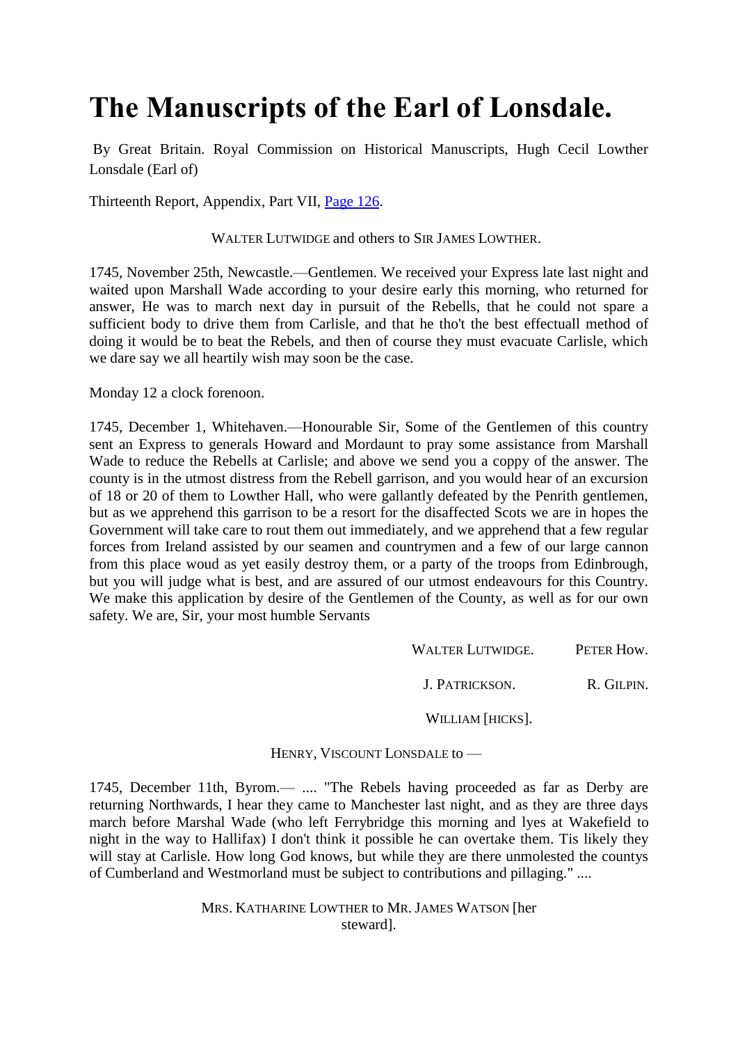# The Manuscripts of the Earl of Lonsdale.

By Great Britain. Royal Commission on Historical Manuscripts, Hugh Cecil Lowther Lonsdale (Earl of)

Thirteenth Report, Appendix, Part VII, [Page 126](#).

WALTER LUTWIDGE and others to SIR JAMES LOWTHER.

1745, November 25th, Newcastle.—Gentlemen. We received your Express late last night and waited upon Marshall Wade according to your desire early this morning, who returned for answer, He was to march next day in pursuit of the Rebells, that he could not spare a sufficient body to drive them from Carlisle, and that he tho't the best effectuall method of doing it would be to beat the Rebels, and then of course they must evacuate Carlisle, which we dare say we all heartily wish may soon be the case.

Monday 12 a clock forenoon.

1745, December 1, Whitehaven.—Honourable Sir, Some of the Gentlemen of this country sent an Express to generals Howard and Mordaunt to pray some assistance from Marshall Wade to reduce the Rebells at Carlisle; and above we send you a coppy of the answer. The county is in the utmost distress from the Rebell garrison, and you would hear of an excursion of 18 or 20 of them to Lowther Hall, who were gallantly defeated by the Penrith gentlemen, but as we apprehend this garrison to be a resort for the disaffected Scots we are in hopes the Government will take care to rout them out immediately, and we apprehend that a few regular forces from Ireland assisted by our seamen and countrymen and a few of our large cannon from this place woud as yet easily destroy them, or a party of the troops from Edinbrough, but you will judge what is best, and are assured of our utmost endeavours for this Country. We make this application by desire of the Gentlemen of the County, as well as for our own safety. We are, Sir, your most humble Servants

WALTER LUTWIDGE. PETER HOW.

J. PATRICKSON. R. GILPIN.

WILLIAM [HICKS].

HENRY, VISCOUNT LONSDALE to —

1745, December 11th, Byrom.— .... "The Rebels having proceeded as far as Derby are returning Northwards, I hear they came to Manchester last night, and as they are three days march before Marshal Wade (who left Ferrybridge this morning and lyes at Wakefield to night in the way to Hallifax) I don't think it possible he can overtake them. Tis likely they will stay at Carlisle. How long God knows, but while they are there unmolested the countys of Cumberland and Westmorland must be subject to contributions and pillaging." ....

MRS. KATHARINE LOWTHER to MR. JAMES WATSON [her steward].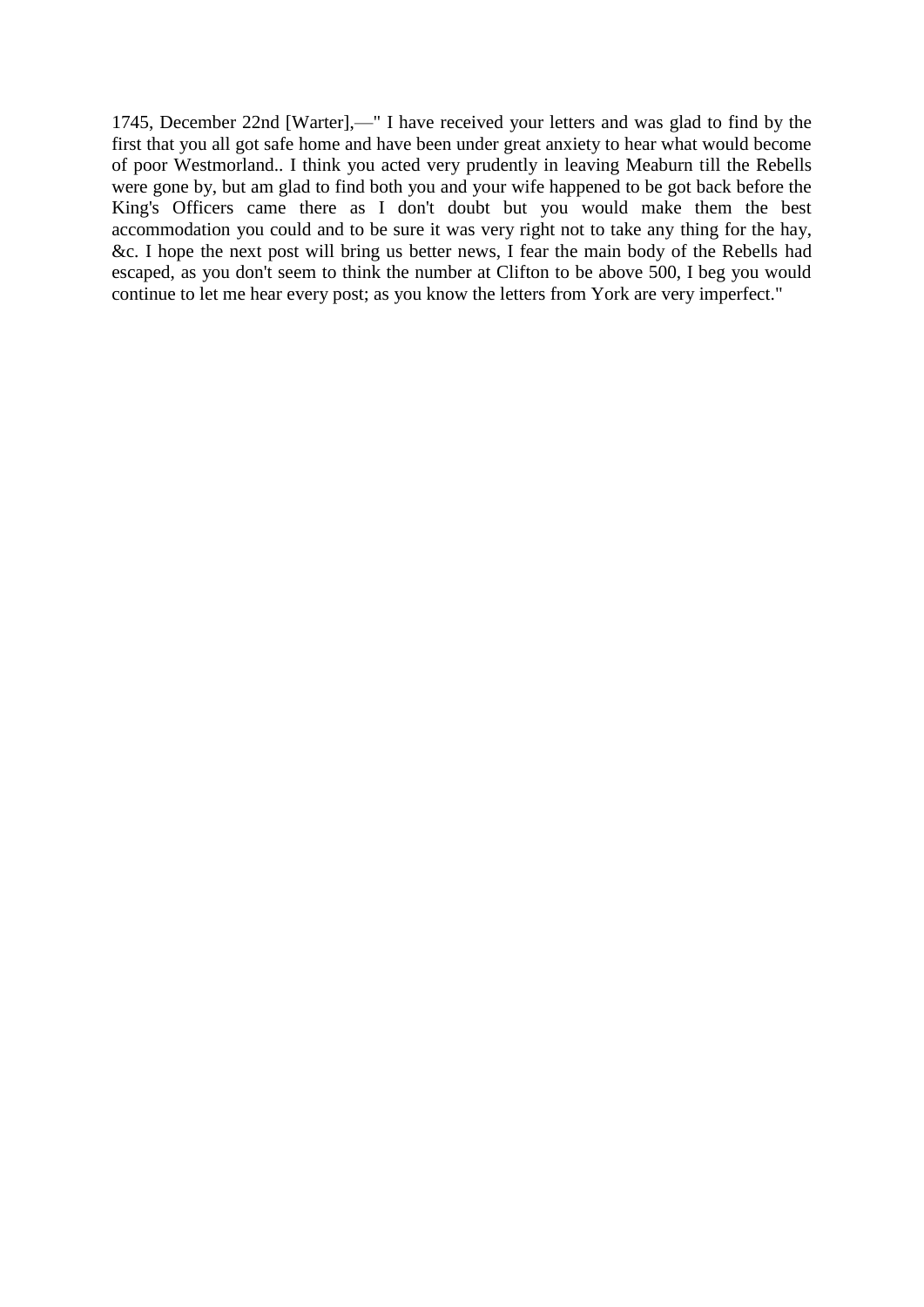1745, December 22nd [Warter],—" I have received your letters and was glad to find by the first that you all got safe home and have been under great anxiety to hear what would become of poor Westmorland.. I think you acted very prudently in leaving Meaburn till the Rebells were gone by, but am glad to find both you and your wife happened to be got back before the King's Officers came there as I don't doubt but you would make them the best accommodation you could and to be sure it was very right not to take any thing for the hay, &c. I hope the next post will bring us better news, I fear the main body of the Rebells had escaped, as you don't seem to think the number at Clifton to be above 500, I beg you would continue to let me hear every post; as you know the letters from York are very imperfect."